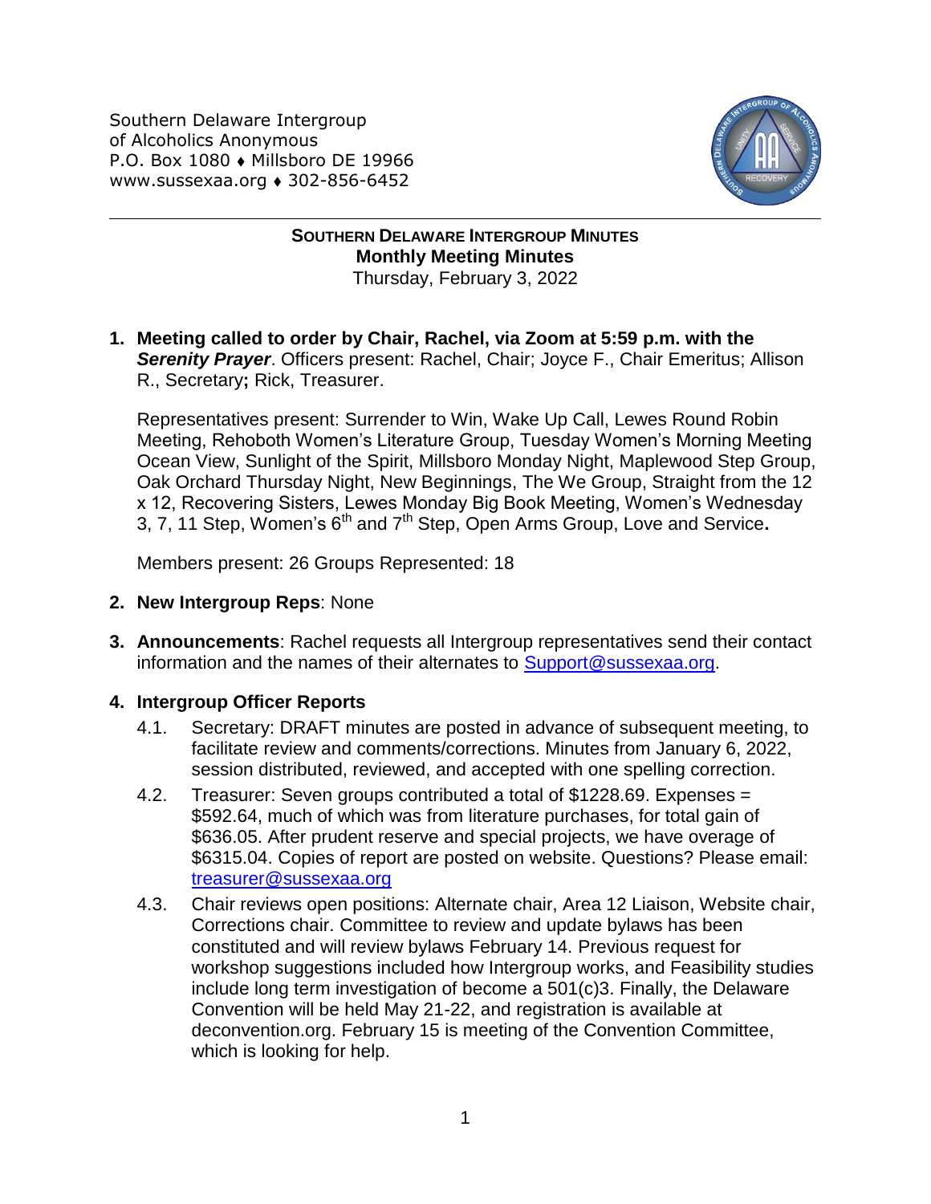Southern Delaware Intergroup
of Alcoholics Anonymous
P.O. Box 1080 ♦ Millsboro DE 19966
www.sussexaa.org ♦ 302-856-6452

---

# SOUTHERN DELAWARE INTERGROUP MINUTES
## Monthly Meeting Minutes
Thursday, February 3, 2022

1. **Meeting called to order by Chair, Rachel, via Zoom at 5:59 p.m. with the *Serenity Prayer***. Officers present: Rachel, Chair; Joyce F., Chair Emeritus; Allison R., Secretary**;** Rick, Treasurer.

   Representatives present: Surrender to Win, Wake Up Call, Lewes Round Robin Meeting, Rehoboth Women's Literature Group, Tuesday Women's Morning Meeting Ocean View, Sunlight of the Spirit, Millsboro Monday Night, Maplewood Step Group, Oak Orchard Thursday Night, New Beginnings, The We Group, Straight from the 12 x 12, Recovering Sisters, Lewes Monday Big Book Meeting, Women's Wednesday 3, 7, 11 Step, Women's 6th and 7th Step, Open Arms Group, Love and Service**.**

   Members present: 26 Groups Represented: 18

2. **New Intergroup Reps**: None

3. **Announcements**: Rachel requests all Intergroup representatives send their contact information and the names of their alternates to Support@sussexaa.org.

4. **Intergroup Officer Reports**
   - 4.1. Secretary: DRAFT minutes are posted in advance of subsequent meeting, to facilitate review and comments/corrections. Minutes from January 6, 2022, session distributed, reviewed, and accepted with one spelling correction.
   - 4.2. Treasurer: Seven groups contributed a total of $1228.69. Expenses = $592.64, much of which was from literature purchases, for total gain of $636.05. After prudent reserve and special projects, we have overage of $6315.04. Copies of report are posted on website. Questions? Please email: treasurer@sussexaa.org
   - 4.3. Chair reviews open positions: Alternate chair, Area 12 Liaison, Website chair, Corrections chair. Committee to review and update bylaws has been constituted and will review bylaws February 14. Previous request for workshop suggestions included how Intergroup works, and Feasibility studies include long term investigation of become a 501(c)3. Finally, the Delaware Convention will be held May 21-22, and registration is available at deconvention.org. February 15 is meeting of the Convention Committee, which is looking for help.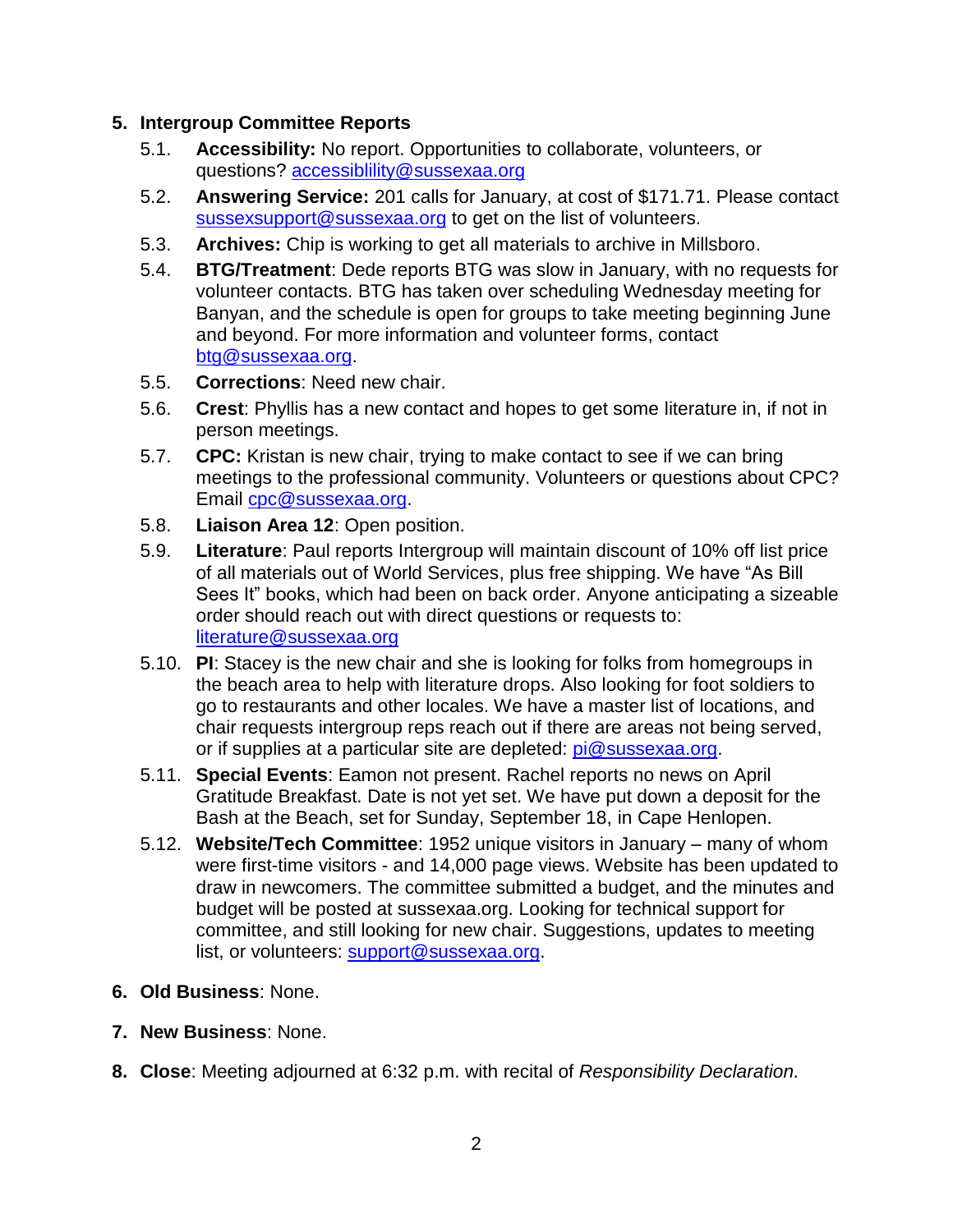5. **Intergroup Committee Reports**

   5.1. **Accessibility:** No report. Opportunities to collaborate, volunteers, or questions? accessiblility@sussexaa.org

   5.2. **Answering Service:** 201 calls for January, at cost of $171.71. Please contact sussexsupport@sussexaa.org to get on the list of volunteers.

   5.3. **Archives:** Chip is working to get all materials to archive in Millsboro.

   5.4. **BTG/Treatment**: Dede reports BTG was slow in January, with no requests for volunteer contacts. BTG has taken over scheduling Wednesday meeting for Banyan, and the schedule is open for groups to take meeting beginning June and beyond. For more information and volunteer forms, contact btg@sussexaa.org.

   5.5. **Corrections**: Need new chair.

   5.6. **Crest**: Phyllis has a new contact and hopes to get some literature in, if not in person meetings.

   5.7. **CPC:** Kristan is new chair, trying to make contact to see if we can bring meetings to the professional community. Volunteers or questions about CPC? Email cpc@sussexaa.org.

   5.8. **Liaison Area 12**: Open position.

   5.9. **Literature**: Paul reports Intergroup will maintain discount of 10% off list price of all materials out of World Services, plus free shipping. We have "As Bill Sees It" books, which had been on back order. Anyone anticipating a sizeable order should reach out with direct questions or requests to: literature@sussexaa.org

   5.10. **PI**: Stacey is the new chair and she is looking for folks from homegroups in the beach area to help with literature drops. Also looking for foot soldiers to go to restaurants and other locales. We have a master list of locations, and chair requests intergroup reps reach out if there are areas not being served, or if supplies at a particular site are depleted: pi@sussexaa.org.

   5.11. **Special Events**: Eamon not present. Rachel reports no news on April Gratitude Breakfast. Date is not yet set. We have put down a deposit for the Bash at the Beach, set for Sunday, September 18, in Cape Henlopen.

   5.12. **Website/Tech Committee**: 1952 unique visitors in January – many of whom were first-time visitors - and 14,000 page views. Website has been updated to draw in newcomers. The committee submitted a budget, and the minutes and budget will be posted at sussexaa.org. Looking for technical support for committee, and still looking for new chair. Suggestions, updates to meeting list, or volunteers: support@sussexaa.org.

6. **Old Business**: None.

7. **New Business**: None.

8. **Close**: Meeting adjourned at 6:32 p.m. with recital of *Responsibility Declaration.*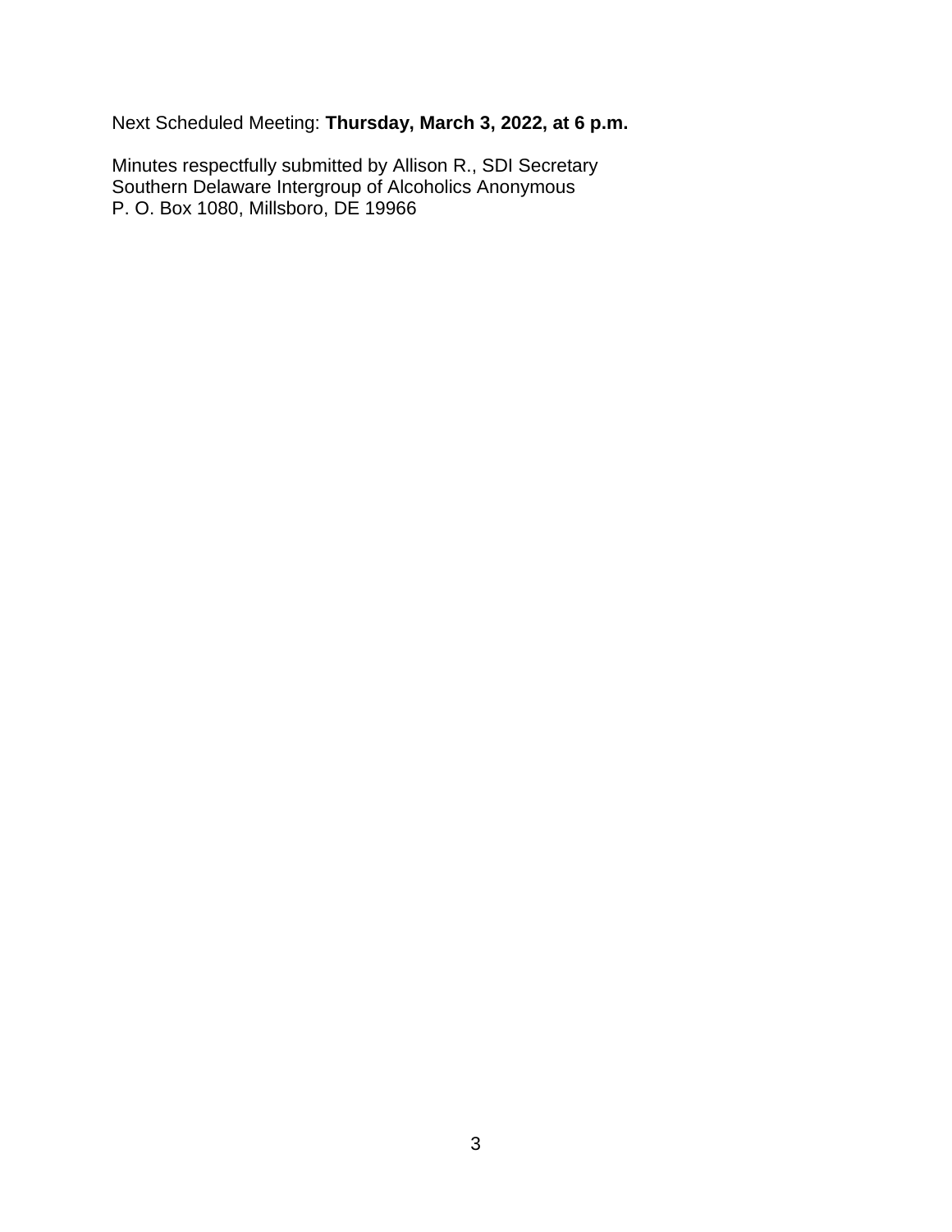Next Scheduled Meeting: **Thursday, March 3, 2022, at 6 p.m.**

Minutes respectfully submitted by Allison R., SDI Secretary
Southern Delaware Intergroup of Alcoholics Anonymous
P. O. Box 1080, Millsboro, DE 19966